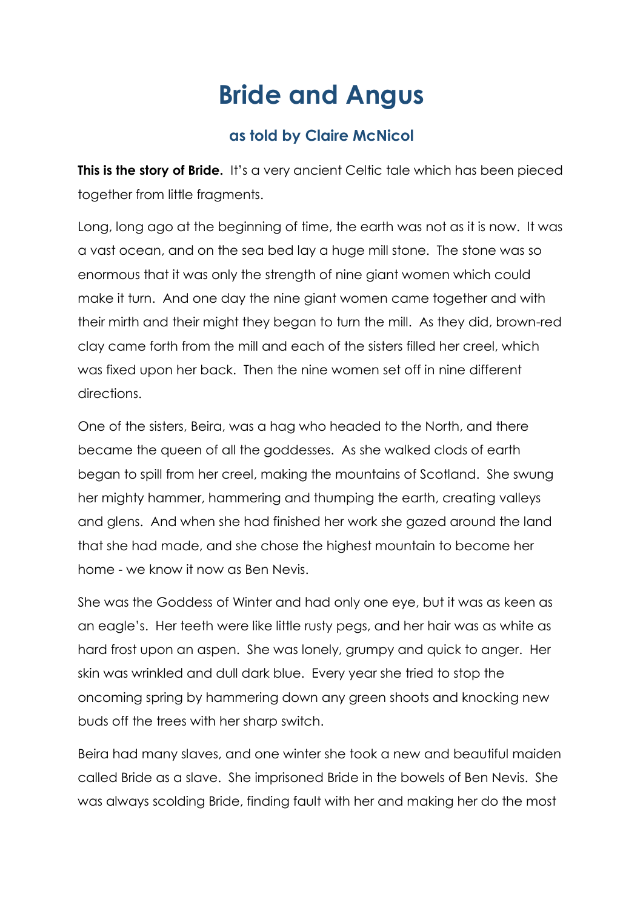# Bride and Angus

### as told by Claire McNicol

**This is the story of Bride.** It's a very ancient Celtic tale which has been pieced together from little fragments.

Long, long ago at the beginning of time, the earth was not as it is now. It was a vast ocean, and on the sea bed lay a huge mill stone. The stone was so enormous that it was only the strength of nine giant women which could make it turn. And one day the nine giant women came together and with their mirth and their might they began to turn the mill. As they did, brown-red clay came forth from the mill and each of the sisters filled her creel, which was fixed upon her back. Then the nine women set off in nine different directions.

One of the sisters, Beira, was a hag who headed to the North, and there became the queen of all the goddesses. As she walked clods of earth began to spill from her creel, making the mountains of Scotland. She swung her mighty hammer, hammering and thumping the earth, creating valleys and glens. And when she had finished her work she gazed around the land that she had made, and she chose the highest mountain to become her home - we know it now as Ben Nevis.

She was the Goddess of Winter and had only one eye, but it was as keen as an eagle's. Her teeth were like little rusty pegs, and her hair was as white as hard frost upon an aspen. She was lonely, grumpy and quick to anger. Her skin was wrinkled and dull dark blue. Every year she tried to stop the oncoming spring by hammering down any green shoots and knocking new buds off the trees with her sharp switch.

Beira had many slaves, and one winter she took a new and beautiful maiden called Bride as a slave. She imprisoned Bride in the bowels of Ben Nevis. She was always scolding Bride, finding fault with her and making her do the most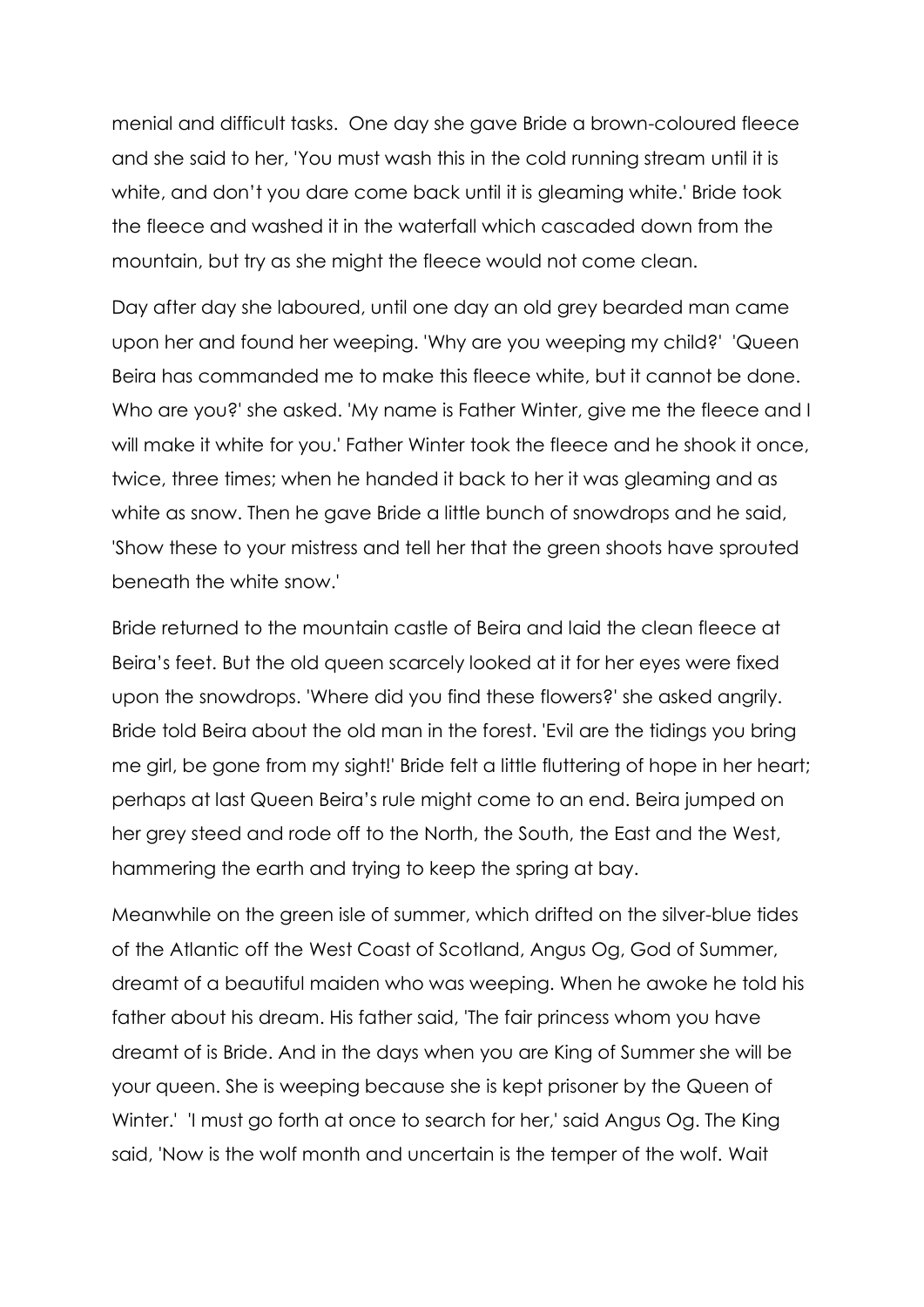menial and difficult tasks. One day she gave Bride a brown-coloured fleece and she said to her, 'You must wash this in the cold running stream until it is white, and don't you dare come back until it is gleaming white.' Bride took the fleece and washed it in the waterfall which cascaded down from the mountain, but try as she might the fleece would not come clean.

Day after day she laboured, until one day an old grey bearded man came upon her and found her weeping. 'Why are you weeping my child?' 'Queen Beira has commanded me to make this fleece white, but it cannot be done. Who are you?' she asked. 'My name is Father Winter, give me the fleece and I will make it white for you.' Father Winter took the fleece and he shook it once, twice, three times; when he handed it back to her it was gleaming and as white as snow. Then he gave Bride a little bunch of snowdrops and he said, 'Show these to your mistress and tell her that the green shoots have sprouted beneath the white snow.'

Bride returned to the mountain castle of Beira and laid the clean fleece at Beira's feet. But the old queen scarcely looked at it for her eyes were fixed upon the snowdrops. 'Where did you find these flowers?' she asked angrily. Bride told Beira about the old man in the forest. 'Evil are the tidings you bring me girl, be gone from my sight!' Bride felt a little fluttering of hope in her heart; perhaps at last Queen Beira's rule might come to an end. Beira jumped on her grey steed and rode off to the North, the South, the East and the West, hammering the earth and trying to keep the spring at bay.

Meanwhile on the green isle of summer, which drifted on the silver-blue tides of the Atlantic off the West Coast of Scotland, Angus Og, God of Summer, dreamt of a beautiful maiden who was weeping. When he awoke he told his father about his dream. His father said, 'The fair princess whom you have dreamt of is Bride. And in the days when you are King of Summer she will be your queen. She is weeping because she is kept prisoner by the Queen of Winter.' 'I must go forth at once to search for her,' said Angus Og. The King said, 'Now is the wolf month and uncertain is the temper of the wolf. Wait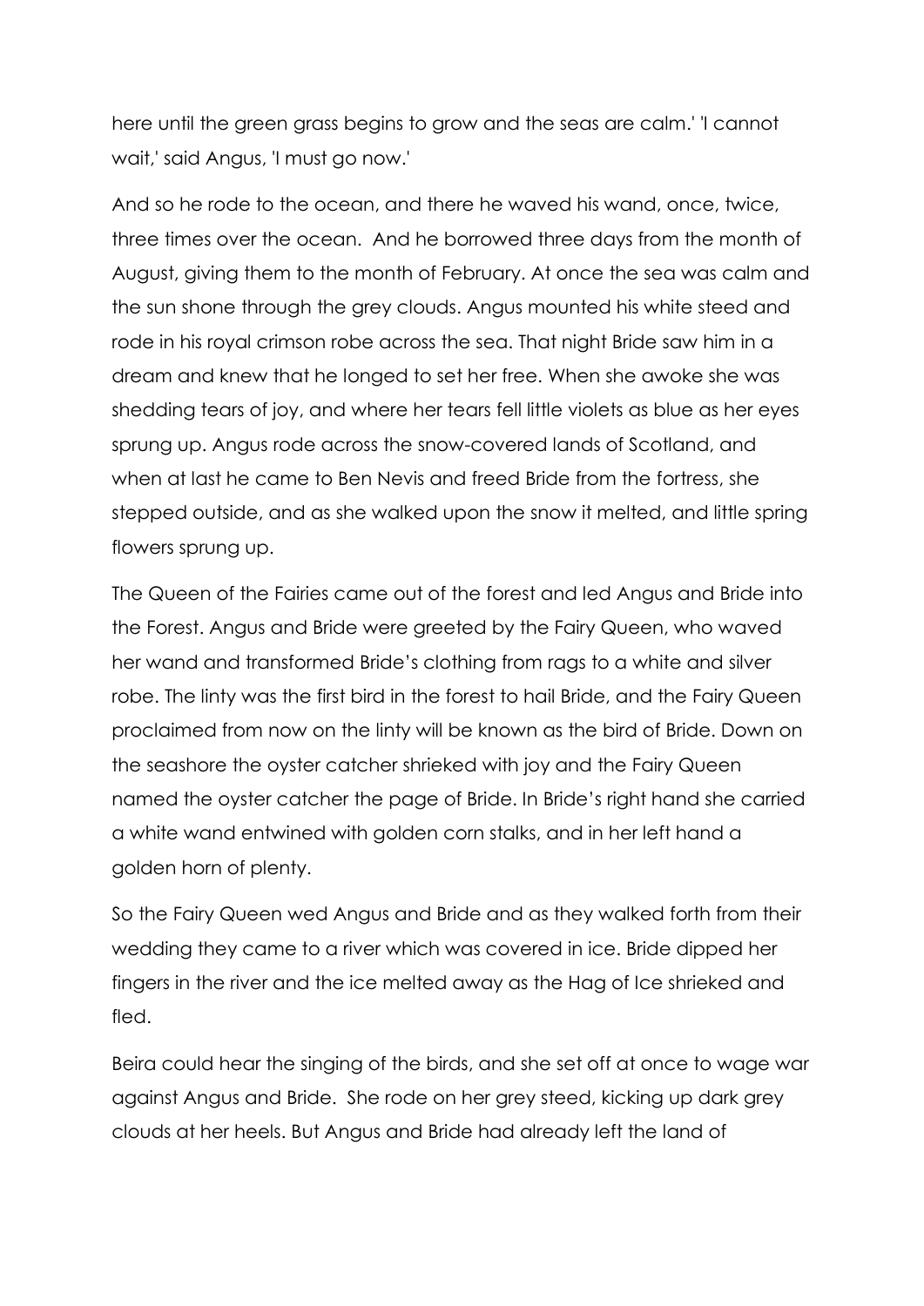here until the green grass begins to grow and the seas are calm.' 'I cannot wait,' said Angus, 'I must go now.'

And so he rode to the ocean, and there he waved his wand, once, twice, three times over the ocean. And he borrowed three days from the month of August, giving them to the month of February. At once the sea was calm and the sun shone through the grey clouds. Angus mounted his white steed and rode in his royal crimson robe across the sea. That night Bride saw him in a dream and knew that he longed to set her free. When she awoke she was shedding tears of joy, and where her tears fell little violets as blue as her eyes sprung up. Angus rode across the snow-covered lands of Scotland, and when at last he came to Ben Nevis and freed Bride from the fortress, she stepped outside, and as she walked upon the snow it melted, and little spring flowers sprung up.

The Queen of the Fairies came out of the forest and led Angus and Bride into the Forest. Angus and Bride were greeted by the Fairy Queen, who waved her wand and transformed Bride's clothing from rags to a white and silver robe. The linty was the first bird in the forest to hail Bride, and the Fairy Queen proclaimed from now on the linty will be known as the bird of Bride. Down on the seashore the oyster catcher shrieked with joy and the Fairy Queen named the oyster catcher the page of Bride. In Bride's right hand she carried a white wand entwined with golden corn stalks, and in her left hand a golden horn of plenty.

So the Fairy Queen wed Angus and Bride and as they walked forth from their wedding they came to a river which was covered in ice. Bride dipped her fingers in the river and the ice melted away as the Hag of Ice shrieked and fled.

Beira could hear the singing of the birds, and she set off at once to wage war against Angus and Bride. She rode on her grey steed, kicking up dark grey clouds at her heels. But Angus and Bride had already left the land of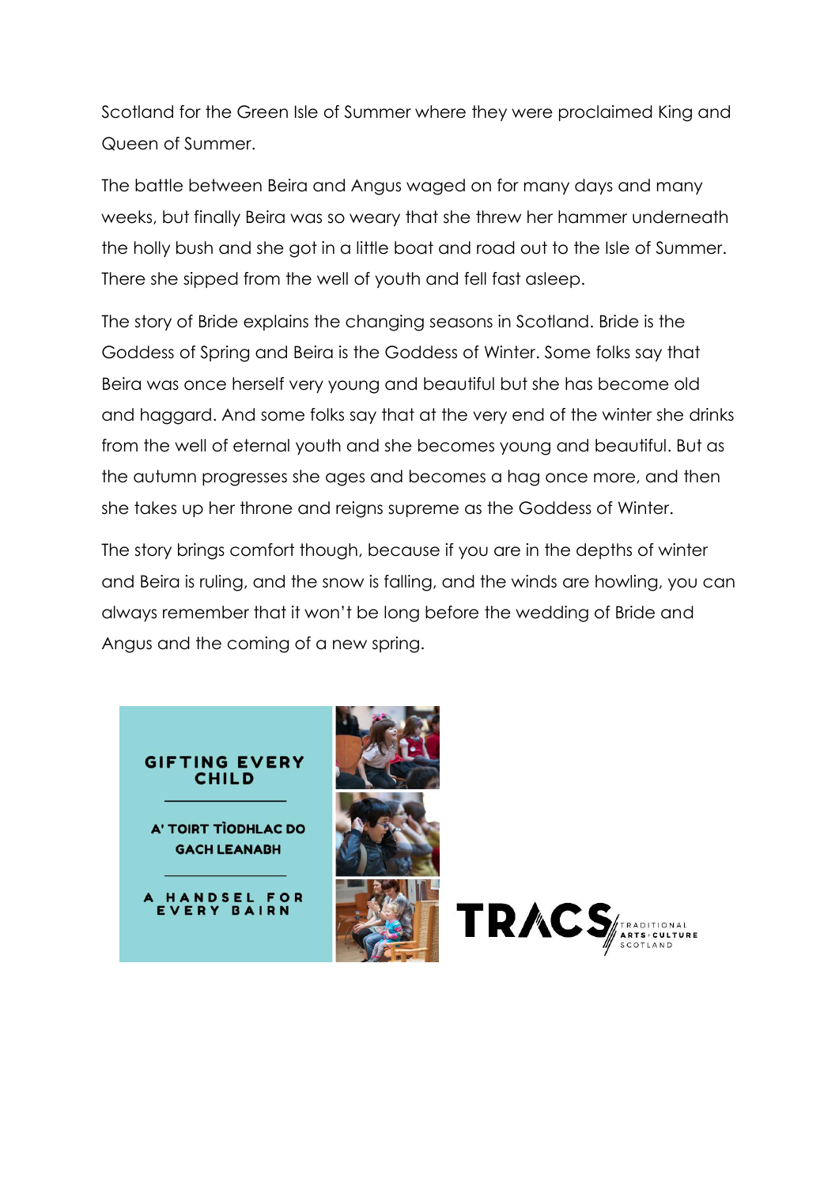Scotland for the Green Isle of Summer where they were proclaimed King and Queen of Summer.

The battle between Beira and Angus waged on for many days and many weeks, but finally Beira was so weary that she threw her hammer underneath the holly bush and she got in a little boat and road out to the Isle of Summer. There she sipped from the well of youth and fell fast asleep.

The story of Bride explains the changing seasons in Scotland. Bride is the Goddess of Spring and Beira is the Goddess of Winter. Some folks say that Beira was once herself very young and beautiful but she has become old and haggard. And some folks say that at the very end of the winter she drinks from the well of eternal youth and she becomes young and beautiful. But as the autumn progresses she ages and becomes a hag once more, and then she takes up her throne and reigns supreme as the Goddess of Winter.

The story brings comfort though, because if you are in the depths of winter and Beira is ruling, and the snow is falling, and the winds are howling, you can always remember that it won't be long before the wedding of Bride and Angus and the coming of a new spring.

GIFTING EVERY CHILD

A' TOIRT TÌODHLAC DO GACH LEANABH

A HANDSEL FOR EVERY BAIRN

TRACS TRADITIONAL ARTS + CULTURE SCOTLAND